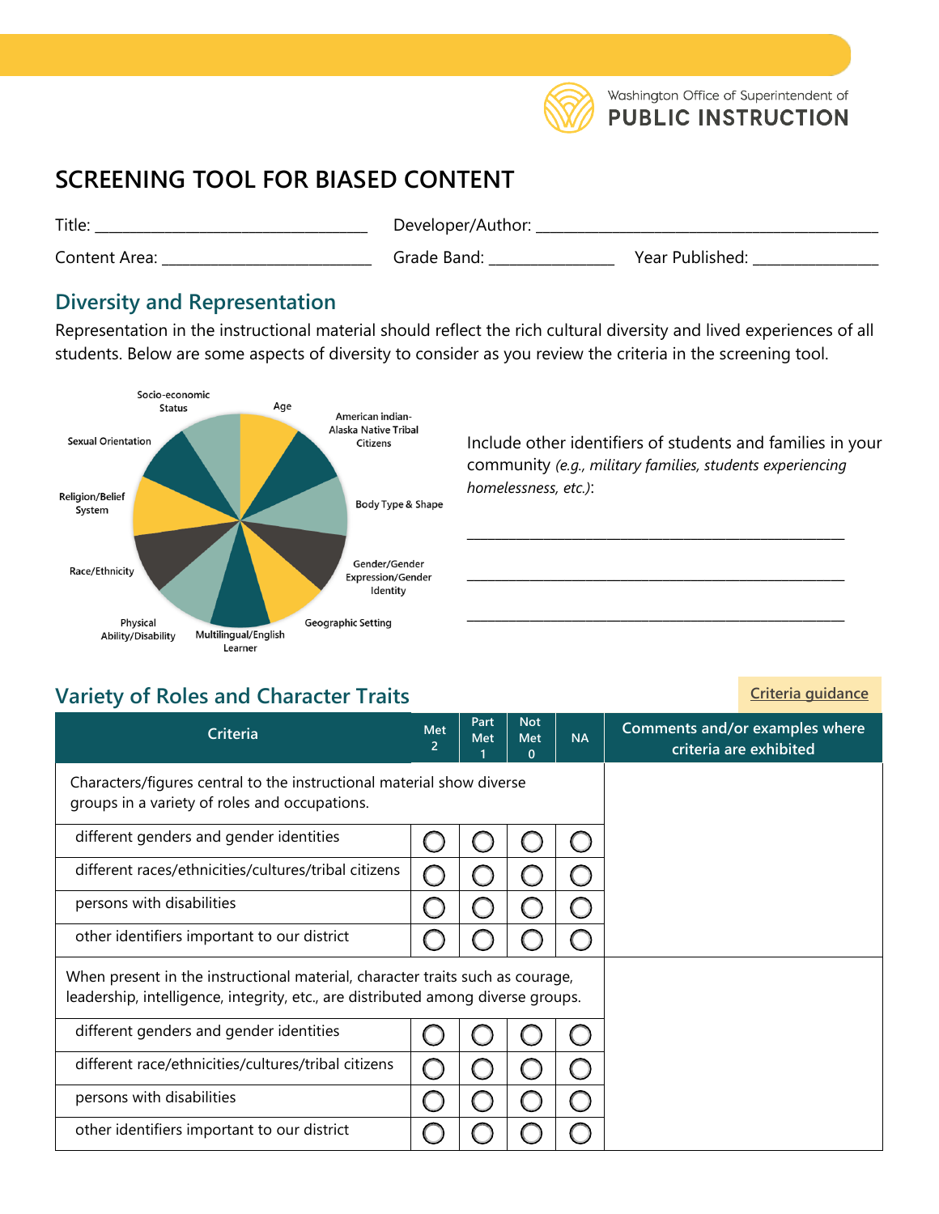Washington Office of Superintendent of
**PUBLIC INSTRUCTION**

# SCREENING TOOL FOR BIASED CONTENT

Title: ______________________________ Developer/Author: ________________________________________

Content Area: ________________________ Grade Band: ______________ Year Published: ______________

## Diversity and Representation

Representation in the instructional material should reflect the rich cultural diversity and lived experiences of all students. Below are some aspects of diversity to consider as you review the criteria in the screening tool.

Socio-economic Status
Age
American indian-Alaska Native Tribal Citizens
Body Type & Shape
Gender/Gender Expression/Gender Identity
Geographic Setting
Multilingual/English Learner
Physical Ability/Disability
Race/Ethnicity
Religion/Belief System
Sexual Orientation

Include other identifiers of students and families in your community *(e.g., military families, students experiencing homelessness, etc.)*:

_______________________________________________

_______________________________________________

_______________________________________________

## Variety of Roles and Character Traits

Criteria guidance

| Criteria | Met 2 | Part Met 1 | Not Met 0 | NA | Comments and/or examples where criteria are exhibited |
|---|---|---|---|---|---|
| Characters/figures central to the instructional material show diverse groups in a variety of roles and occupations. | | | | | |
| different genders and gender identities | ◯ | ◯ | ◯ | ◯ | |
| different races/ethnicities/cultures/tribal citizens | ◯ | ◯ | ◯ | ◯ | |
| persons with disabilities | ◯ | ◯ | ◯ | ◯ | |
| other identifiers important to our district | ◯ | ◯ | ◯ | ◯ | |
| When present in the instructional material, character traits such as courage, leadership, intelligence, integrity, etc., are distributed among diverse groups. | | | | | |
| different genders and gender identities | ◯ | ◯ | ◯ | ◯ | |
| different race/ethnicities/cultures/tribal citizens | ◯ | ◯ | ◯ | ◯ | |
| persons with disabilities | ◯ | ◯ | ◯ | ◯ | |
| other identifiers important to our district | ◯ | ◯ | ◯ | ◯ | |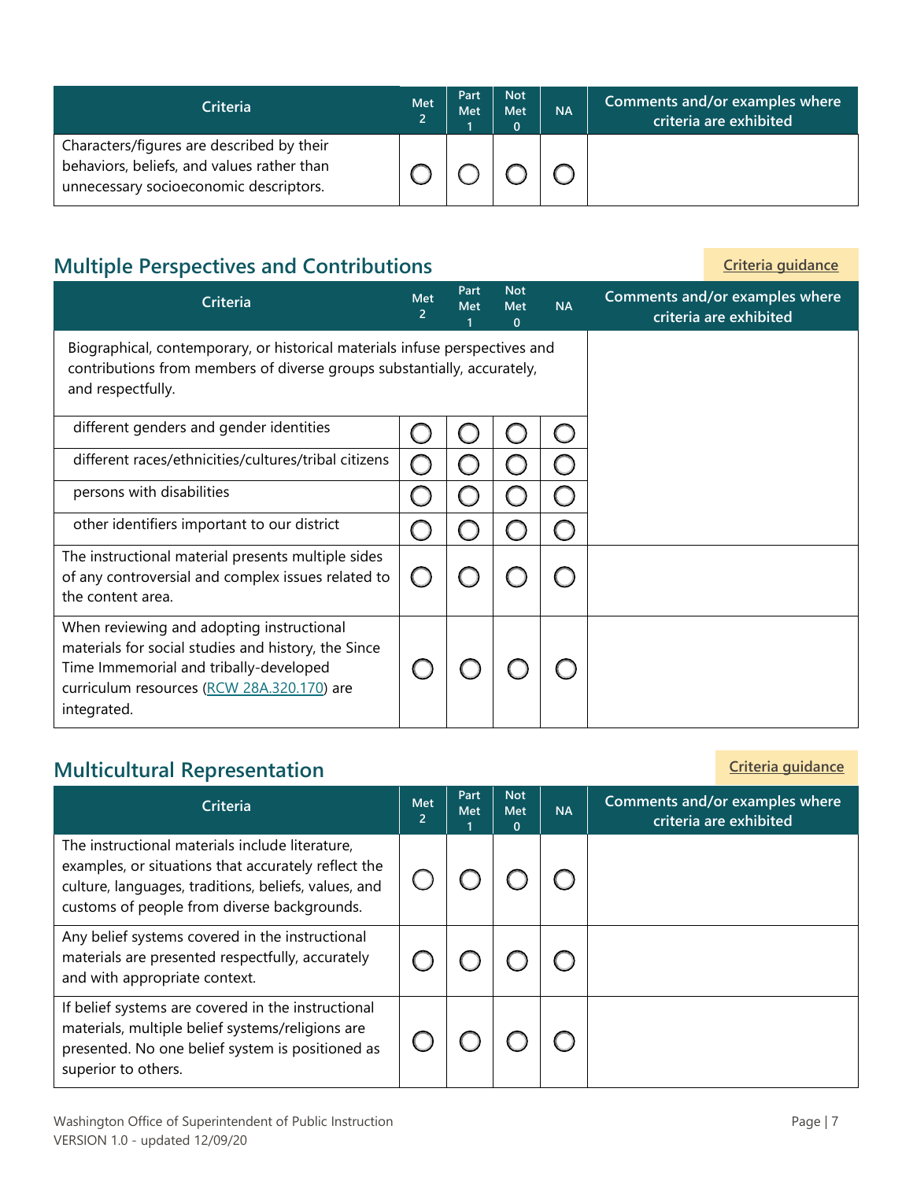| Criteria | Met 2 | Part Met 1 | Not Met 0 | NA | Comments and/or examples where criteria are exhibited |
|---|---|---|---|---|---|
| Characters/figures are described by their behaviors, beliefs, and values rather than unnecessary socioeconomic descriptors. | ◯ | ◯ | ◯ | ◯ | |

## Multiple Perspectives and Contributions

Criteria guidance

| Criteria | Met 2 | Part Met 1 | Not Met 0 | NA | Comments and/or examples where criteria are exhibited |
|---|---|---|---|---|---|
| Biographical, contemporary, or historical materials infuse perspectives and contributions from members of diverse groups substantially, accurately, and respectfully. | | | | | |
| different genders and gender identities | ◯ | ◯ | ◯ | ◯ | |
| different races/ethnicities/cultures/tribal citizens | ◯ | ◯ | ◯ | ◯ | |
| persons with disabilities | ◯ | ◯ | ◯ | ◯ | |
| other identifiers important to our district | ◯ | ◯ | ◯ | ◯ | |
| The instructional material presents multiple sides of any controversial and complex issues related to the content area. | ◯ | ◯ | ◯ | ◯ | |
| When reviewing and adopting instructional materials for social studies and history, the Since Time Immemorial and tribally-developed curriculum resources (RCW 28A.320.170) are integrated. | ◯ | ◯ | ◯ | ◯ | |

## Multicultural Representation

Criteria guidance

| Criteria | Met 2 | Part Met 1 | Not Met 0 | NA | Comments and/or examples where criteria are exhibited |
|---|---|---|---|---|---|
| The instructional materials include literature, examples, or situations that accurately reflect the culture, languages, traditions, beliefs, values, and customs of people from diverse backgrounds. | ◯ | ◯ | ◯ | ◯ | |
| Any belief systems covered in the instructional materials are presented respectfully, accurately and with appropriate context. | ◯ | ◯ | ◯ | ◯ | |
| If belief systems are covered in the instructional materials, multiple belief systems/religions are presented. No one belief system is positioned as superior to others. | ◯ | ◯ | ◯ | ◯ | |

Washington Office of Superintendent of Public Instruction
VERSION 1.0 - updated 12/09/20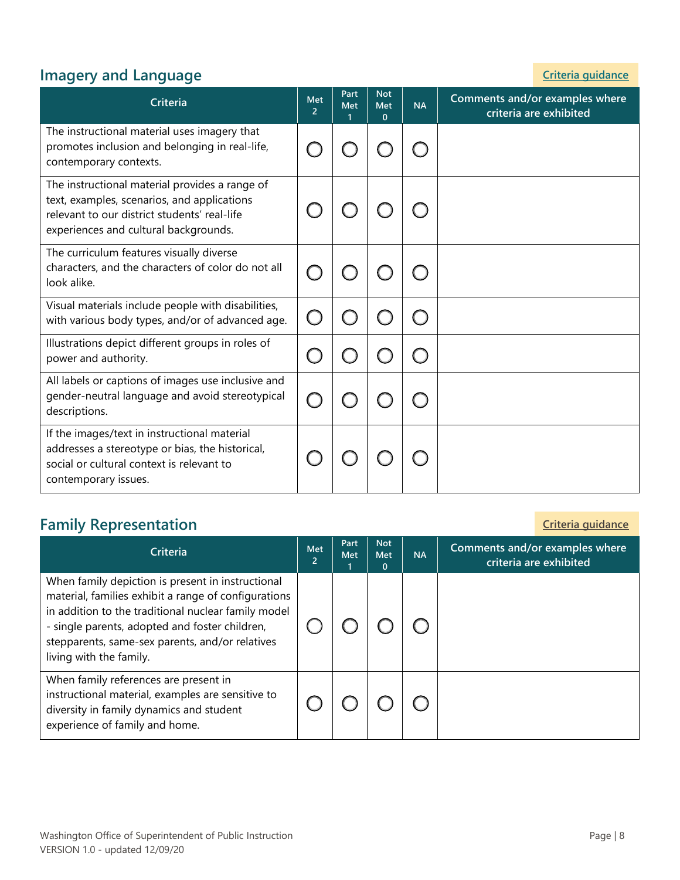## Imagery and Language

Criteria guidance

| Criteria | Met 2 | Part Met 1 | Not Met 0 | NA | Comments and/or examples where criteria are exhibited |
|---|---|---|---|---|---|
| The instructional material uses imagery that promotes inclusion and belonging in real-life, contemporary contexts. | ○ | ○ | ○ | ○ | |
| The instructional material provides a range of text, examples, scenarios, and applications relevant to our district students' real-life experiences and cultural backgrounds. | ○ | ○ | ○ | ○ | |
| The curriculum features visually diverse characters, and the characters of color do not all look alike. | ○ | ○ | ○ | ○ | |
| Visual materials include people with disabilities, with various body types, and/or of advanced age. | ○ | ○ | ○ | ○ | |
| Illustrations depict different groups in roles of power and authority. | ○ | ○ | ○ | ○ | |
| All labels or captions of images use inclusive and gender-neutral language and avoid stereotypical descriptions. | ○ | ○ | ○ | ○ | |
| If the images/text in instructional material addresses a stereotype or bias, the historical, social or cultural context is relevant to contemporary issues. | ○ | ○ | ○ | ○ | |

## Family Representation

Criteria guidance

| Criteria | Met 2 | Part Met 1 | Not Met 0 | NA | Comments and/or examples where criteria are exhibited |
|---|---|---|---|---|---|
| When family depiction is present in instructional material, families exhibit a range of configurations in addition to the traditional nuclear family model - single parents, adopted and foster children, stepparents, same-sex parents, and/or relatives living with the family. | ○ | ○ | ○ | ○ | |
| When family references are present in instructional material, examples are sensitive to diversity in family dynamics and student experience of family and home. | ○ | ○ | ○ | ○ | |

Washington Office of Superintendent of Public Instruction
VERSION 1.0 - updated 12/09/20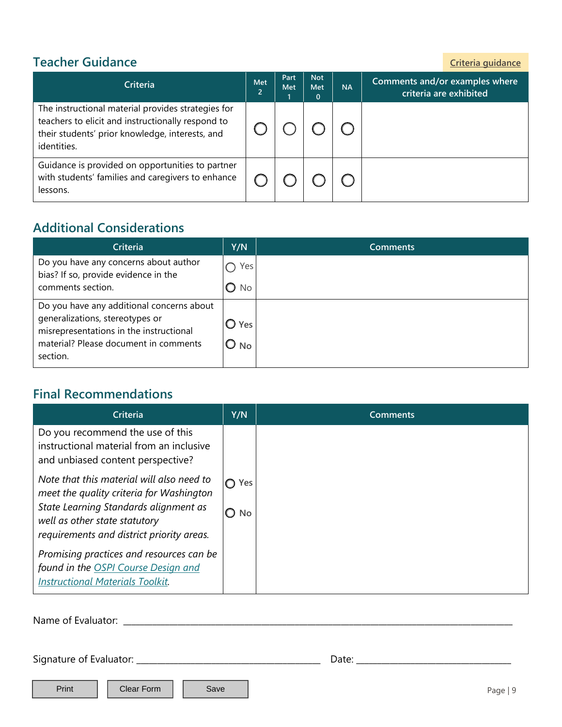## Teacher Guidance

Criteria guidance

| Criteria | Met 2 | Part Met 1 | Not Met 0 | NA | Comments and/or examples where criteria are exhibited |
|---|---|---|---|---|---|
| The instructional material provides strategies for teachers to elicit and instructionally respond to their students' prior knowledge, interests, and identities. | ○ | ○ | ○ | ○ | |
| Guidance is provided on opportunities to partner with students' families and caregivers to enhance lessons. | ○ | ○ | ○ | ○ | |

## Additional Considerations

| Criteria | Y/N | Comments |
|---|---|---|
| Do you have any concerns about author bias? If so, provide evidence in the comments section. | ○ Yes ○ No | |
| Do you have any additional concerns about generalizations, stereotypes or misrepresentations in the instructional material? Please document in comments section. | ○ Yes ○ No | |

## Final Recommendations

| Criteria | Y/N | Comments |
|---|---|---|
| Do you recommend the use of this instructional material from an inclusive and unbiased content perspective? *Note that this material will also need to meet the quality criteria for Washington State Learning Standards alignment as well as other state statutory requirements and district priority areas.* *Promising practices and resources can be found in the OSPI Course Design and Instructional Materials Toolkit.* | ○ Yes ○ No | |

Name of Evaluator: ______________________________________________

Signature of Evaluator: ______________________________ Date: ______________________

Print | Clear Form | Save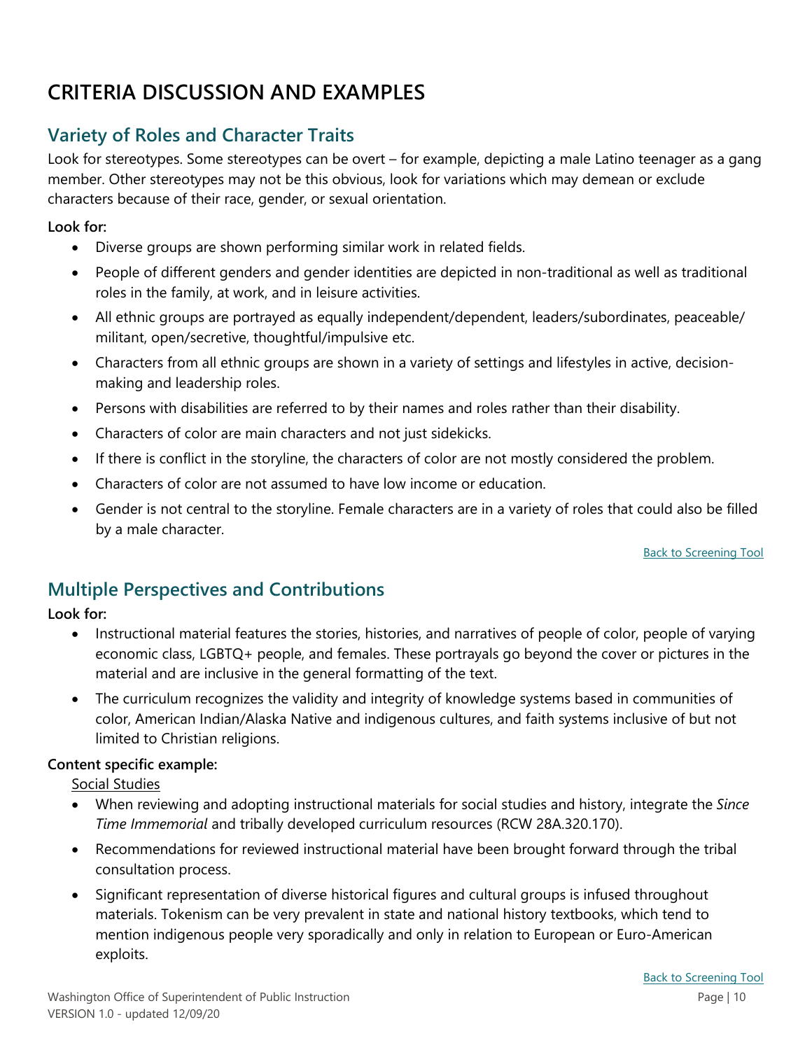# CRITERIA DISCUSSION AND EXAMPLES

## Variety of Roles and Character Traits

Look for stereotypes. Some stereotypes can be overt – for example, depicting a male Latino teenager as a gang member. Other stereotypes may not be this obvious, look for variations which may demean or exclude characters because of their race, gender, or sexual orientation.

**Look for:**

- Diverse groups are shown performing similar work in related fields.
- People of different genders and gender identities are depicted in non-traditional as well as traditional roles in the family, at work, and in leisure activities.
- All ethnic groups are portrayed as equally independent/dependent, leaders/subordinates, peaceable/militant, open/secretive, thoughtful/impulsive etc.
- Characters from all ethnic groups are shown in a variety of settings and lifestyles in active, decision-making and leadership roles.
- Persons with disabilities are referred to by their names and roles rather than their disability.
- Characters of color are main characters and not just sidekicks.
- If there is conflict in the storyline, the characters of color are not mostly considered the problem.
- Characters of color are not assumed to have low income or education.
- Gender is not central to the storyline. Female characters are in a variety of roles that could also be filled by a male character.

Back to Screening Tool

## Multiple Perspectives and Contributions

**Look for:**

- Instructional material features the stories, histories, and narratives of people of color, people of varying economic class, LGBTQ+ people, and females. These portrayals go beyond the cover or pictures in the material and are inclusive in the general formatting of the text.
- The curriculum recognizes the validity and integrity of knowledge systems based in communities of color, American Indian/Alaska Native and indigenous cultures, and faith systems inclusive of but not limited to Christian religions.

**Content specific example:**

Social Studies

- When reviewing and adopting instructional materials for social studies and history, integrate the *Since Time Immemorial* and tribally developed curriculum resources (RCW 28A.320.170).
- Recommendations for reviewed instructional material have been brought forward through the tribal consultation process.
- Significant representation of diverse historical figures and cultural groups is infused throughout materials. Tokenism can be very prevalent in state and national history textbooks, which tend to mention indigenous people very sporadically and only in relation to European or Euro-American exploits.

Back to Screening Tool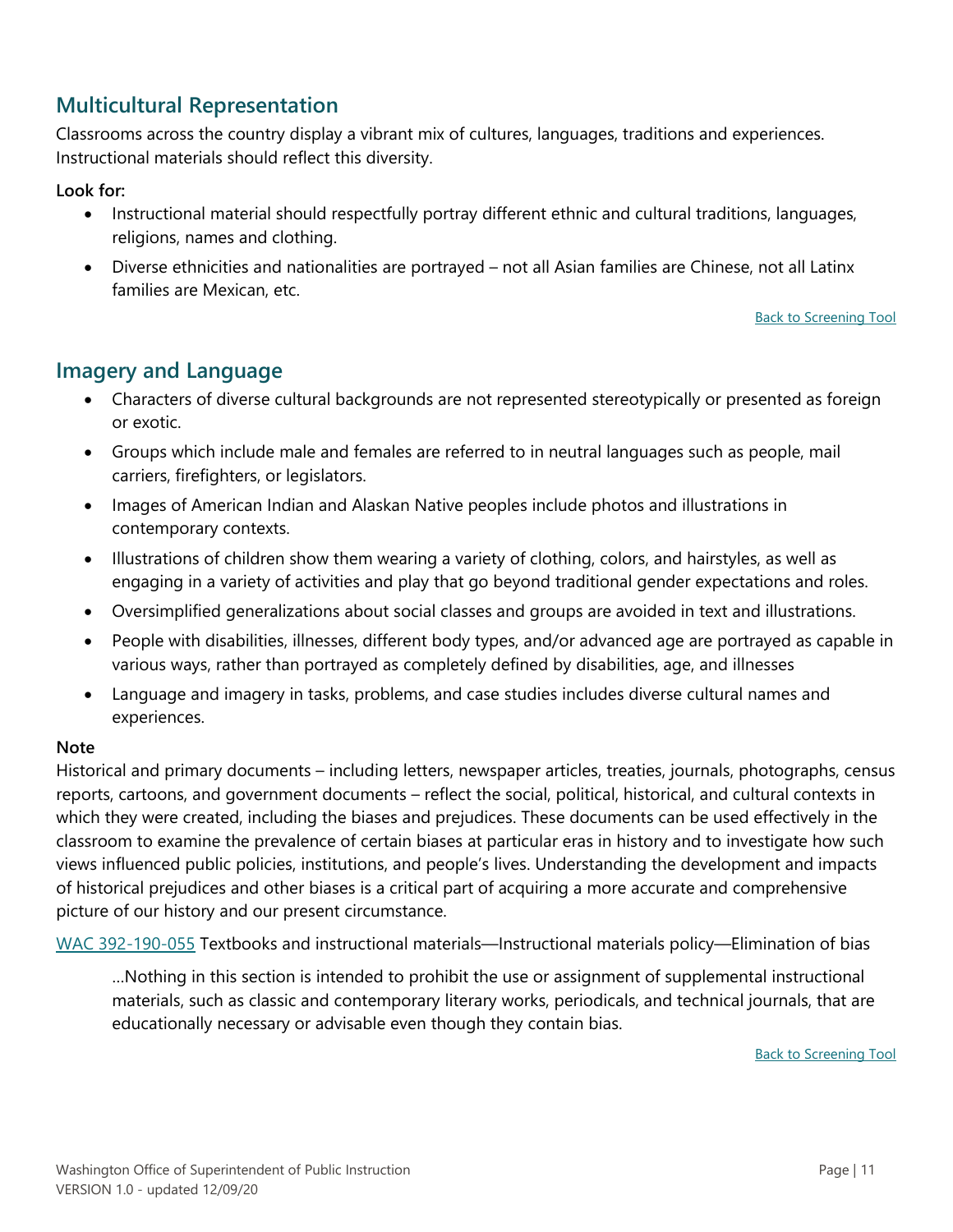## Multicultural Representation

Classrooms across the country display a vibrant mix of cultures, languages, traditions and experiences. Instructional materials should reflect this diversity.

**Look for:**

- Instructional material should respectfully portray different ethnic and cultural traditions, languages, religions, names and clothing.
- Diverse ethnicities and nationalities are portrayed – not all Asian families are Chinese, not all Latinx families are Mexican, etc.

Back to Screening Tool

## Imagery and Language

- Characters of diverse cultural backgrounds are not represented stereotypically or presented as foreign or exotic.
- Groups which include male and females are referred to in neutral languages such as people, mail carriers, firefighters, or legislators.
- Images of American Indian and Alaskan Native peoples include photos and illustrations in contemporary contexts.
- Illustrations of children show them wearing a variety of clothing, colors, and hairstyles, as well as engaging in a variety of activities and play that go beyond traditional gender expectations and roles.
- Oversimplified generalizations about social classes and groups are avoided in text and illustrations.
- People with disabilities, illnesses, different body types, and/or advanced age are portrayed as capable in various ways, rather than portrayed as completely defined by disabilities, age, and illnesses
- Language and imagery in tasks, problems, and case studies includes diverse cultural names and experiences.

**Note**

Historical and primary documents – including letters, newspaper articles, treaties, journals, photographs, census reports, cartoons, and government documents – reflect the social, political, historical, and cultural contexts in which they were created, including the biases and prejudices. These documents can be used effectively in the classroom to examine the prevalence of certain biases at particular eras in history and to investigate how such views influenced public policies, institutions, and people's lives. Understanding the development and impacts of historical prejudices and other biases is a critical part of acquiring a more accurate and comprehensive picture of our history and our present circumstance.

WAC 392-190-055 Textbooks and instructional materials—Instructional materials policy—Elimination of bias

> …Nothing in this section is intended to prohibit the use or assignment of supplemental instructional materials, such as classic and contemporary literary works, periodicals, and technical journals, that are educationally necessary or advisable even though they contain bias.

Back to Screening Tool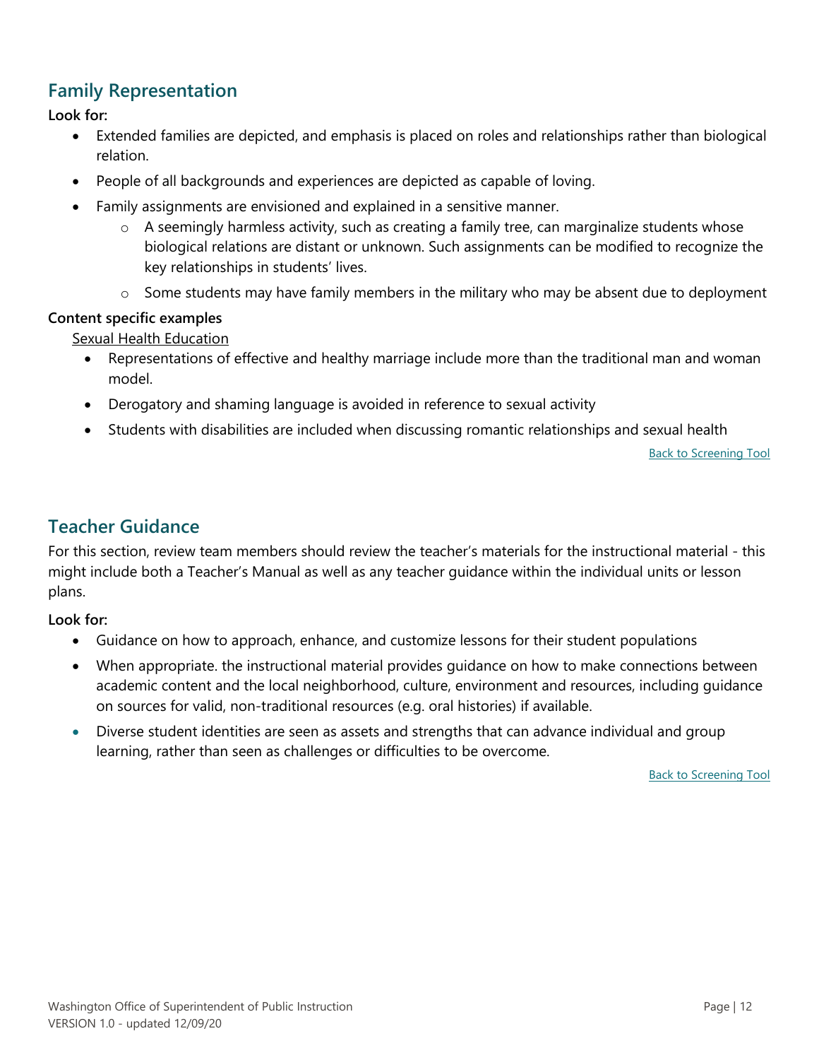## Family Representation

**Look for:**

- Extended families are depicted, and emphasis is placed on roles and relationships rather than biological relation.
- People of all backgrounds and experiences are depicted as capable of loving.
- Family assignments are envisioned and explained in a sensitive manner.
  - A seemingly harmless activity, such as creating a family tree, can marginalize students whose biological relations are distant or unknown. Such assignments can be modified to recognize the key relationships in students' lives.
  - Some students may have family members in the military who may be absent due to deployment

**Content specific examples**

Sexual Health Education

- Representations of effective and healthy marriage include more than the traditional man and woman model.
- Derogatory and shaming language is avoided in reference to sexual activity
- Students with disabilities are included when discussing romantic relationships and sexual health

Back to Screening Tool

## Teacher Guidance

For this section, review team members should review the teacher's materials for the instructional material - this might include both a Teacher's Manual as well as any teacher guidance within the individual units or lesson plans.

**Look for:**

- Guidance on how to approach, enhance, and customize lessons for their student populations
- When appropriate. the instructional material provides guidance on how to make connections between academic content and the local neighborhood, culture, environment and resources, including guidance on sources for valid, non-traditional resources (e.g. oral histories) if available.
- Diverse student identities are seen as assets and strengths that can advance individual and group learning, rather than seen as challenges or difficulties to be overcome.

Back to Screening Tool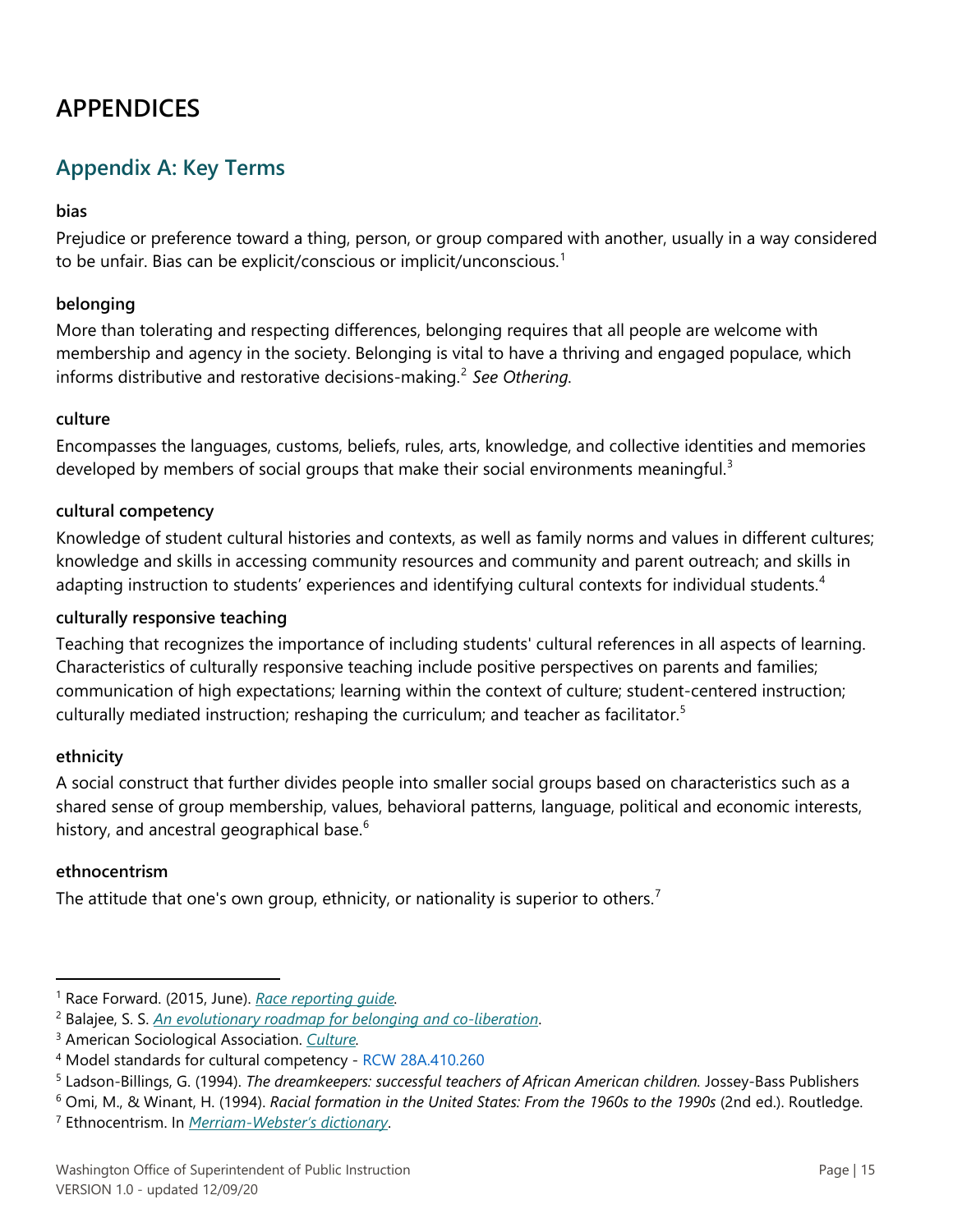# APPENDICES

## Appendix A: Key Terms

**bias**

Prejudice or preference toward a thing, person, or group compared with another, usually in a way considered to be unfair. Bias can be explicit/conscious or implicit/unconscious.[1]

**belonging**

More than tolerating and respecting differences, belonging requires that all people are welcome with membership and agency in the society. Belonging is vital to have a thriving and engaged populace, which informs distributive and restorative decisions-making.[2] *See Othering.*

**culture**

Encompasses the languages, customs, beliefs, rules, arts, knowledge, and collective identities and memories developed by members of social groups that make their social environments meaningful.[3]

**cultural competency**

Knowledge of student cultural histories and contexts, as well as family norms and values in different cultures; knowledge and skills in accessing community resources and community and parent outreach; and skills in adapting instruction to students' experiences and identifying cultural contexts for individual students.[4]

**culturally responsive teaching**

Teaching that recognizes the importance of including students' cultural references in all aspects of learning. Characteristics of culturally responsive teaching include positive perspectives on parents and families; communication of high expectations; learning within the context of culture; student-centered instruction; culturally mediated instruction; reshaping the curriculum; and teacher as facilitator.[5]

**ethnicity**

A social construct that further divides people into smaller social groups based on characteristics such as a shared sense of group membership, values, behavioral patterns, language, political and economic interests, history, and ancestral geographical base.[6]

**ethnocentrism**

The attitude that one's own group, ethnicity, or nationality is superior to others.[7]

---

[1] Race Forward. (2015, June). *Race reporting guide*.

[2] Balajee, S. S. *An evolutionary roadmap for belonging and co-liberation*.

[3] American Sociological Association. *Culture*.

[4] Model standards for cultural competency - RCW 28A.410.260

[5] Ladson-Billings, G. (1994). *The dreamkeepers: successful teachers of African American children.* Jossey-Bass Publishers

[6] Omi, M., & Winant, H. (1994). *Racial formation in the United States: From the 1960s to the 1990s* (2nd ed.). Routledge.

[7] Ethnocentrism. In *Merriam-Webster's dictionary*.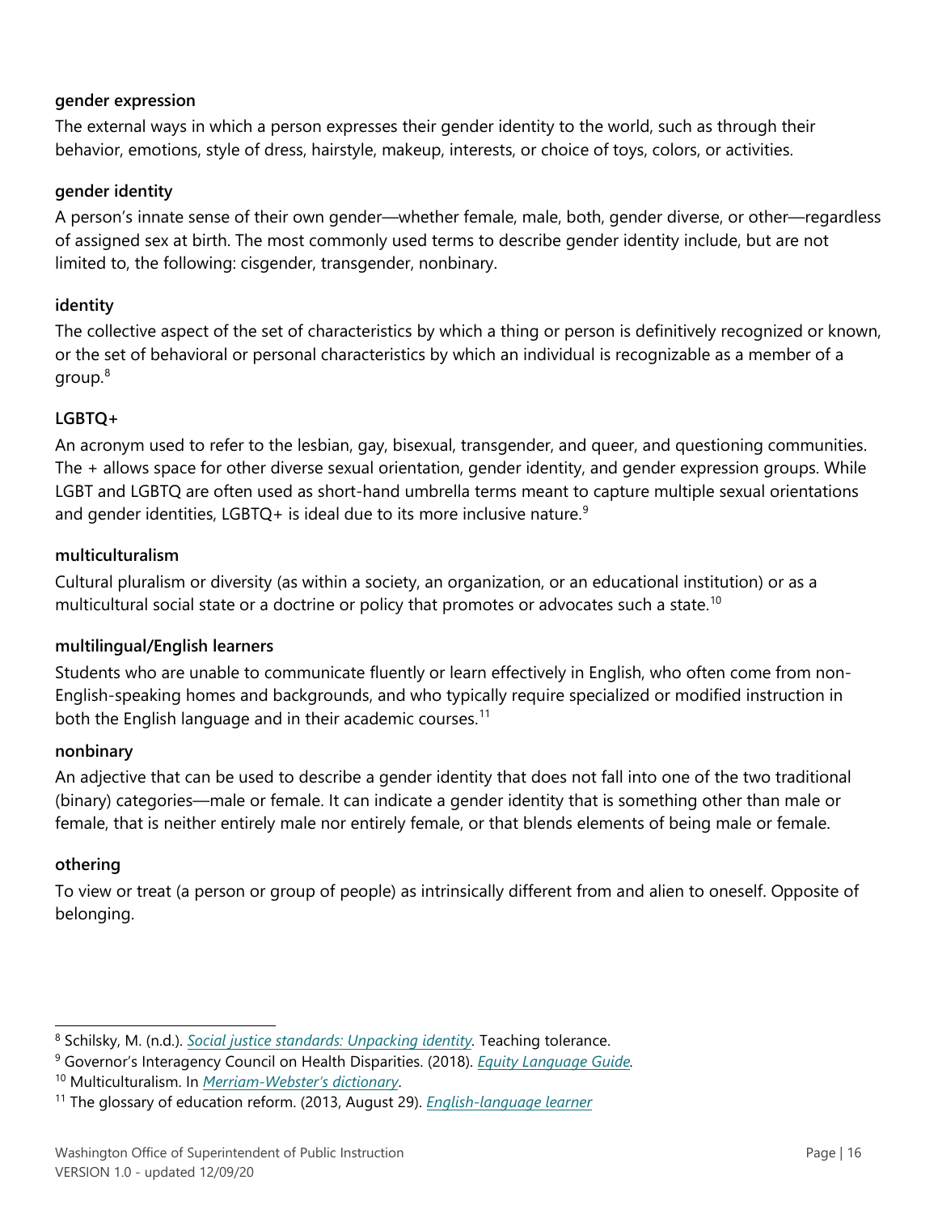**gender expression**

The external ways in which a person expresses their gender identity to the world, such as through their behavior, emotions, style of dress, hairstyle, makeup, interests, or choice of toys, colors, or activities.

**gender identity**

A person's innate sense of their own gender—whether female, male, both, gender diverse, or other—regardless of assigned sex at birth. The most commonly used terms to describe gender identity include, but are not limited to, the following: cisgender, transgender, nonbinary.

**identity**

The collective aspect of the set of characteristics by which a thing or person is definitively recognized or known, or the set of behavioral or personal characteristics by which an individual is recognizable as a member of a group.[8]

**LGBTQ+**

An acronym used to refer to the lesbian, gay, bisexual, transgender, and queer, and questioning communities. The + allows space for other diverse sexual orientation, gender identity, and gender expression groups. While LGBT and LGBTQ are often used as short-hand umbrella terms meant to capture multiple sexual orientations and gender identities, LGBTQ+ is ideal due to its more inclusive nature.[9]

**multiculturalism**

Cultural pluralism or diversity (as within a society, an organization, or an educational institution) or as a multicultural social state or a doctrine or policy that promotes or advocates such a state.[10]

**multilingual/English learners**

Students who are unable to communicate fluently or learn effectively in English, who often come from non-English-speaking homes and backgrounds, and who typically require specialized or modified instruction in both the English language and in their academic courses.[11]

**nonbinary**

An adjective that can be used to describe a gender identity that does not fall into one of the two traditional (binary) categories—male or female. It can indicate a gender identity that is something other than male or female, that is neither entirely male nor entirely female, or that blends elements of being male or female.

**othering**

To view or treat (a person or group of people) as intrinsically different from and alien to oneself. Opposite of belonging.

---

[8] Schilsky, M. (n.d.). *Social justice standards: Unpacking identity*. Teaching tolerance.

[9] Governor's Interagency Council on Health Disparities. (2018). *Equity Language Guide*.

[10] Multiculturalism. In *Merriam-Webster's dictionary*.

[11] The glossary of education reform. (2013, August 29). *English-language learner*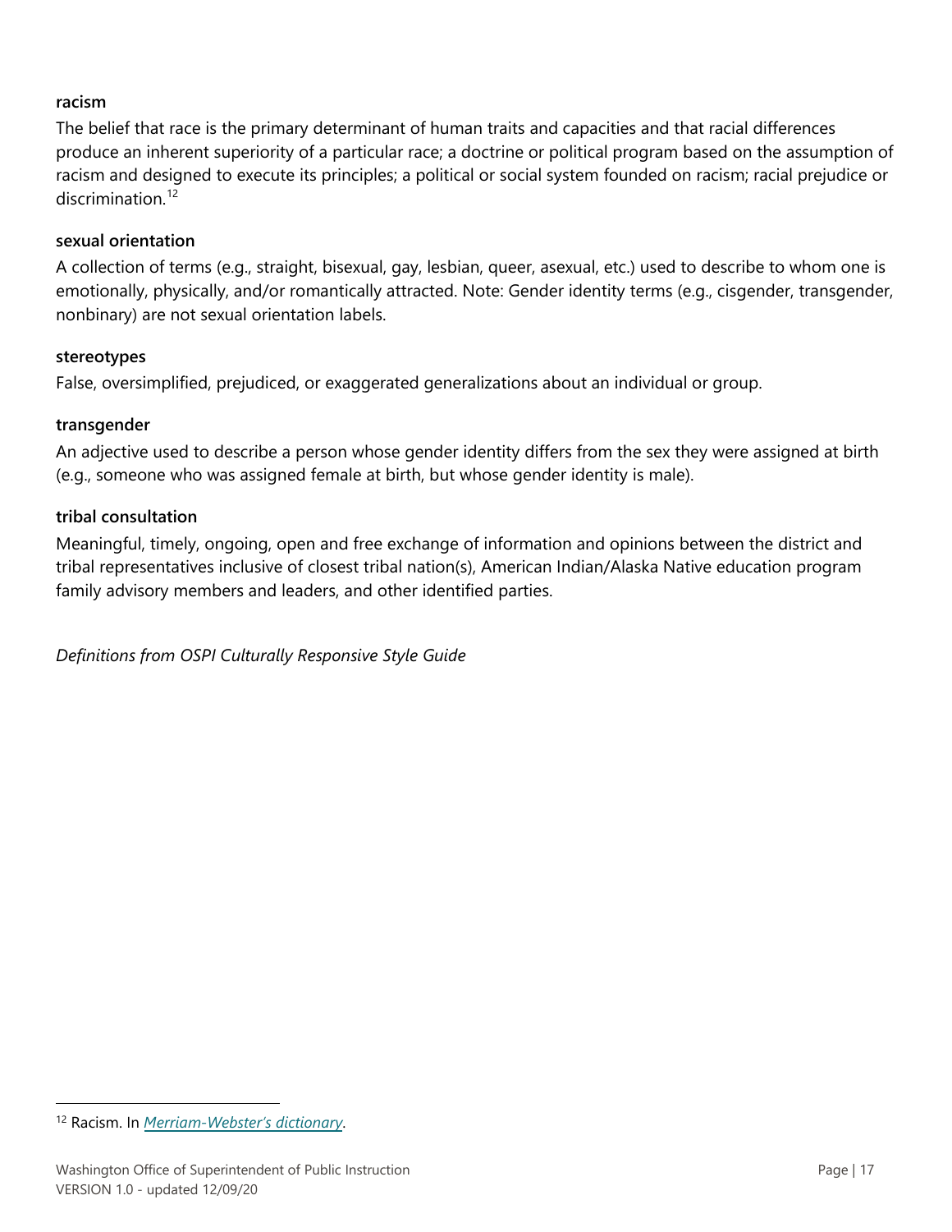**racism**

The belief that race is the primary determinant of human traits and capacities and that racial differences produce an inherent superiority of a particular race; a doctrine or political program based on the assumption of racism and designed to execute its principles; a political or social system founded on racism; racial prejudice or discrimination.[12]

**sexual orientation**

A collection of terms (e.g., straight, bisexual, gay, lesbian, queer, asexual, etc.) used to describe to whom one is emotionally, physically, and/or romantically attracted. Note: Gender identity terms (e.g., cisgender, transgender, nonbinary) are not sexual orientation labels.

**stereotypes**

False, oversimplified, prejudiced, or exaggerated generalizations about an individual or group.

**transgender**

An adjective used to describe a person whose gender identity differs from the sex they were assigned at birth (e.g., someone who was assigned female at birth, but whose gender identity is male).

**tribal consultation**

Meaningful, timely, ongoing, open and free exchange of information and opinions between the district and tribal representatives inclusive of closest tribal nation(s), American Indian/Alaska Native education program family advisory members and leaders, and other identified parties.

*Definitions from OSPI Culturally Responsive Style Guide*

---

[12] Racism. In *Merriam-Webster's dictionary*.